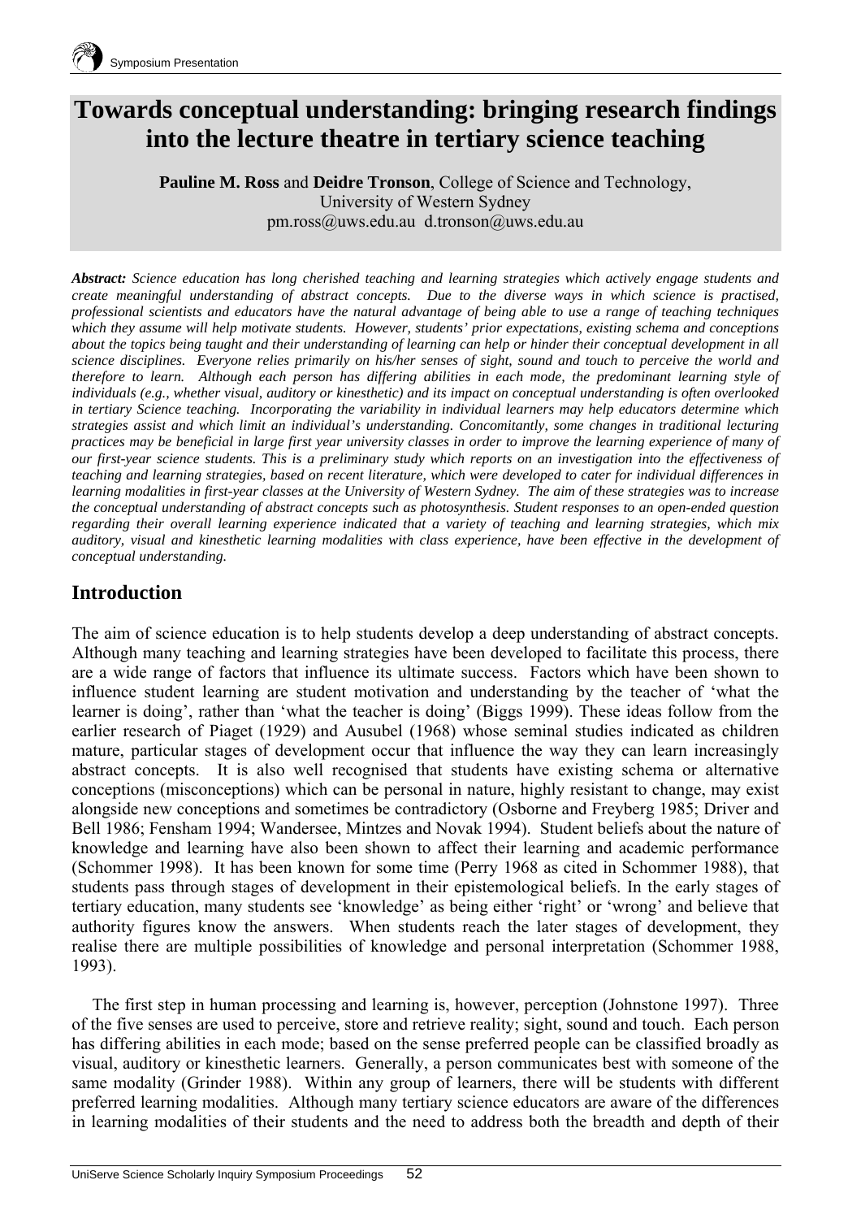# Towards conceptual understanding: bringing research findings into the lecture theatre in tertiary science teaching

**Pauline M. Ross** and **Deidre Tronson**, College of Science and Technology, University of Western Sydney
pm.ross@uws.edu.au d.tronson@uws.edu.au

***Abstract:*** *Science education has long cherished teaching and learning strategies which actively engage students and create meaningful understanding of abstract concepts. Due to the diverse ways in which science is practised, professional scientists and educators have the natural advantage of being able to use a range of teaching techniques which they assume will help motivate students. However, students' prior expectations, existing schema and conceptions about the topics being taught and their understanding of learning can help or hinder their conceptual development in all science disciplines. Everyone relies primarily on his/her senses of sight, sound and touch to perceive the world and therefore to learn. Although each person has differing abilities in each mode, the predominant learning style of individuals (e.g., whether visual, auditory or kinesthetic) and its impact on conceptual understanding is often overlooked in tertiary Science teaching. Incorporating the variability in individual learners may help educators determine which strategies assist and which limit an individual's understanding. Concomitantly, some changes in traditional lecturing practices may be beneficial in large first year university classes in order to improve the learning experience of many of our first-year science students. This is a preliminary study which reports on an investigation into the effectiveness of teaching and learning strategies, based on recent literature, which were developed to cater for individual differences in learning modalities in first-year classes at the University of Western Sydney. The aim of these strategies was to increase the conceptual understanding of abstract concepts such as photosynthesis. Student responses to an open-ended question regarding their overall learning experience indicated that a variety of teaching and learning strategies, which mix auditory, visual and kinesthetic learning modalities with class experience, have been effective in the development of conceptual understanding.*

## Introduction

The aim of science education is to help students develop a deep understanding of abstract concepts. Although many teaching and learning strategies have been developed to facilitate this process, there are a wide range of factors that influence its ultimate success. Factors which have been shown to influence student learning are student motivation and understanding by the teacher of 'what the learner is doing', rather than 'what the teacher is doing' (Biggs 1999). These ideas follow from the earlier research of Piaget (1929) and Ausubel (1968) whose seminal studies indicated as children mature, particular stages of development occur that influence the way they can learn increasingly abstract concepts. It is also well recognised that students have existing schema or alternative conceptions (misconceptions) which can be personal in nature, highly resistant to change, may exist alongside new conceptions and sometimes be contradictory (Osborne and Freyberg 1985; Driver and Bell 1986; Fensham 1994; Wandersee, Mintzes and Novak 1994). Student beliefs about the nature of knowledge and learning have also been shown to affect their learning and academic performance (Schommer 1998). It has been known for some time (Perry 1968 as cited in Schommer 1988), that students pass through stages of development in their epistemological beliefs. In the early stages of tertiary education, many students see 'knowledge' as being either 'right' or 'wrong' and believe that authority figures know the answers. When students reach the later stages of development, they realise there are multiple possibilities of knowledge and personal interpretation (Schommer 1988, 1993).

The first step in human processing and learning is, however, perception (Johnstone 1997). Three of the five senses are used to perceive, store and retrieve reality; sight, sound and touch. Each person has differing abilities in each mode; based on the sense preferred people can be classified broadly as visual, auditory or kinesthetic learners. Generally, a person communicates best with someone of the same modality (Grinder 1988). Within any group of learners, there will be students with different preferred learning modalities. Although many tertiary science educators are aware of the differences in learning modalities of their students and the need to address both the breadth and depth of their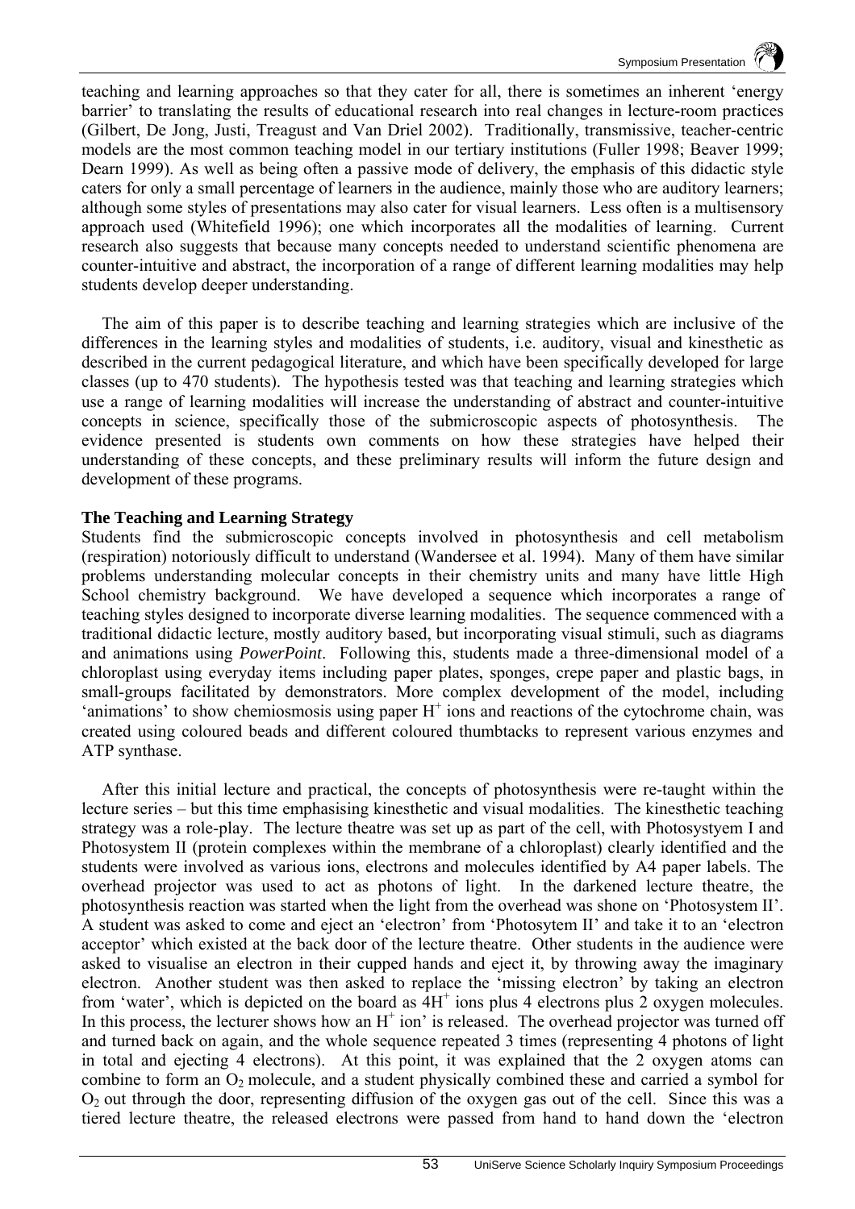teaching and learning approaches so that they cater for all, there is sometimes an inherent 'energy barrier' to translating the results of educational research into real changes in lecture-room practices (Gilbert, De Jong, Justi, Treagust and Van Driel 2002). Traditionally, transmissive, teacher-centric models are the most common teaching model in our tertiary institutions (Fuller 1998; Beaver 1999; Dearn 1999). As well as being often a passive mode of delivery, the emphasis of this didactic style caters for only a small percentage of learners in the audience, mainly those who are auditory learners; although some styles of presentations may also cater for visual learners. Less often is a multisensory approach used (Whitefield 1996); one which incorporates all the modalities of learning. Current research also suggests that because many concepts needed to understand scientific phenomena are counter-intuitive and abstract, the incorporation of a range of different learning modalities may help students develop deeper understanding.

The aim of this paper is to describe teaching and learning strategies which are inclusive of the differences in the learning styles and modalities of students, i.e. auditory, visual and kinesthetic as described in the current pedagogical literature, and which have been specifically developed for large classes (up to 470 students). The hypothesis tested was that teaching and learning strategies which use a range of learning modalities will increase the understanding of abstract and counter-intuitive concepts in science, specifically those of the submicroscopic aspects of photosynthesis. The evidence presented is students own comments on how these strategies have helped their understanding of these concepts, and these preliminary results will inform the future design and development of these programs.

**The Teaching and Learning Strategy**

Students find the submicroscopic concepts involved in photosynthesis and cell metabolism (respiration) notoriously difficult to understand (Wandersee et al. 1994). Many of them have similar problems understanding molecular concepts in their chemistry units and many have little High School chemistry background. We have developed a sequence which incorporates a range of teaching styles designed to incorporate diverse learning modalities. The sequence commenced with a traditional didactic lecture, mostly auditory based, but incorporating visual stimuli, such as diagrams and animations using *PowerPoint*. Following this, students made a three-dimensional model of a chloroplast using everyday items including paper plates, sponges, crepe paper and plastic bags, in small-groups facilitated by demonstrators. More complex development of the model, including 'animations' to show chemiosmosis using paper $H^+$ ions and reactions of the cytochrome chain, was created using coloured beads and different coloured thumbtacks to represent various enzymes and ATP synthase.

After this initial lecture and practical, the concepts of photosynthesis were re-taught within the lecture series – but this time emphasising kinesthetic and visual modalities. The kinesthetic teaching strategy was a role-play. The lecture theatre was set up as part of the cell, with Photosystyem I and Photosystem II (protein complexes within the membrane of a chloroplast) clearly identified and the students were involved as various ions, electrons and molecules identified by A4 paper labels. The overhead projector was used to act as photons of light. In the darkened lecture theatre, the photosynthesis reaction was started when the light from the overhead was shone on 'Photosystem II'. A student was asked to come and eject an 'electron' from 'Photosytem II' and take it to an 'electron acceptor' which existed at the back door of the lecture theatre. Other students in the audience were asked to visualise an electron in their cupped hands and eject it, by throwing away the imaginary electron. Another student was then asked to replace the 'missing electron' by taking an electron from 'water', which is depicted on the board as $4H^+$ ions plus 4 electrons plus 2 oxygen molecules. In this process, the lecturer shows how an $H^+$ ion' is released. The overhead projector was turned off and turned back on again, and the whole sequence repeated 3 times (representing 4 photons of light in total and ejecting 4 electrons). At this point, it was explained that the 2 oxygen atoms can combine to form an $O_2$ molecule, and a student physically combined these and carried a symbol for $O_2$ out through the door, representing diffusion of the oxygen gas out of the cell. Since this was a tiered lecture theatre, the released electrons were passed from hand to hand down the 'electron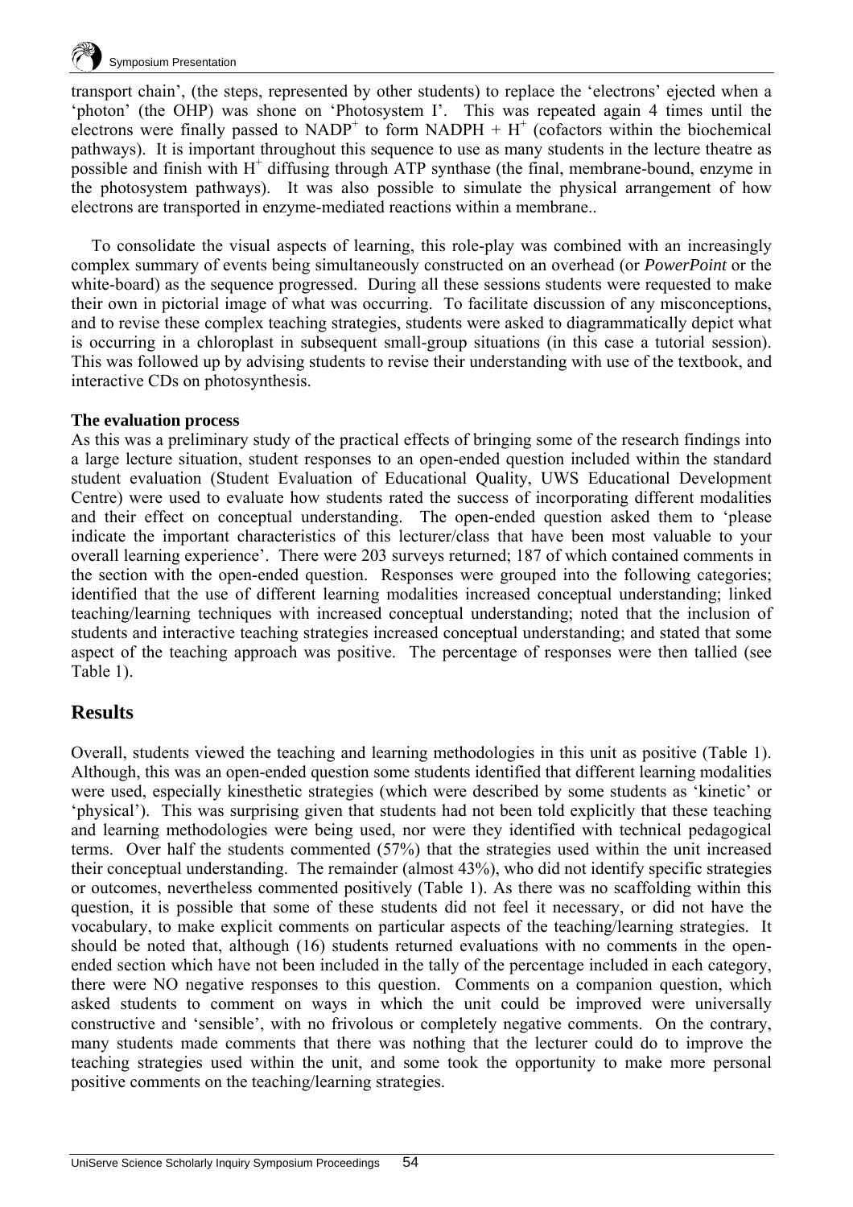transport chain', (the steps, represented by other students) to replace the 'electrons' ejected when a 'photon' (the OHP) was shone on 'Photosystem I'. This was repeated again 4 times until the electrons were finally passed to $NADP^+$ to form $NADPH + H^+$ (cofactors within the biochemical pathways). It is important throughout this sequence to use as many students in the lecture theatre as possible and finish with $H^+$ diffusing through ATP synthase (the final, membrane-bound, enzyme in the photosystem pathways). It was also possible to simulate the physical arrangement of how electrons are transported in enzyme-mediated reactions within a membrane..

To consolidate the visual aspects of learning, this role-play was combined with an increasingly complex summary of events being simultaneously constructed on an overhead (or *PowerPoint* or the white-board) as the sequence progressed. During all these sessions students were requested to make their own in pictorial image of what was occurring. To facilitate discussion of any misconceptions, and to revise these complex teaching strategies, students were asked to diagrammatically depict what is occurring in a chloroplast in subsequent small-group situations (in this case a tutorial session). This was followed up by advising students to revise their understanding with use of the textbook, and interactive CDs on photosynthesis.

**The evaluation process**

As this was a preliminary study of the practical effects of bringing some of the research findings into a large lecture situation, student responses to an open-ended question included within the standard student evaluation (Student Evaluation of Educational Quality, UWS Educational Development Centre) were used to evaluate how students rated the success of incorporating different modalities and their effect on conceptual understanding. The open-ended question asked them to 'please indicate the important characteristics of this lecturer/class that have been most valuable to your overall learning experience'. There were 203 surveys returned; 187 of which contained comments in the section with the open-ended question. Responses were grouped into the following categories; identified that the use of different learning modalities increased conceptual understanding; linked teaching/learning techniques with increased conceptual understanding; noted that the inclusion of students and interactive teaching strategies increased conceptual understanding; and stated that some aspect of the teaching approach was positive. The percentage of responses were then tallied (see Table 1).

## Results

Overall, students viewed the teaching and learning methodologies in this unit as positive (Table 1). Although, this was an open-ended question some students identified that different learning modalities were used, especially kinesthetic strategies (which were described by some students as 'kinetic' or 'physical'). This was surprising given that students had not been told explicitly that these teaching and learning methodologies were being used, nor were they identified with technical pedagogical terms. Over half the students commented (57%) that the strategies used within the unit increased their conceptual understanding. The remainder (almost 43%), who did not identify specific strategies or outcomes, nevertheless commented positively (Table 1). As there was no scaffolding within this question, it is possible that some of these students did not feel it necessary, or did not have the vocabulary, to make explicit comments on particular aspects of the teaching/learning strategies. It should be noted that, although (16) students returned evaluations with no comments in the open-ended section which have not been included in the tally of the percentage included in each category, there were NO negative responses to this question. Comments on a companion question, which asked students to comment on ways in which the unit could be improved were universally constructive and 'sensible', with no frivolous or completely negative comments. On the contrary, many students made comments that there was nothing that the lecturer could do to improve the teaching strategies used within the unit, and some took the opportunity to make more personal positive comments on the teaching/learning strategies.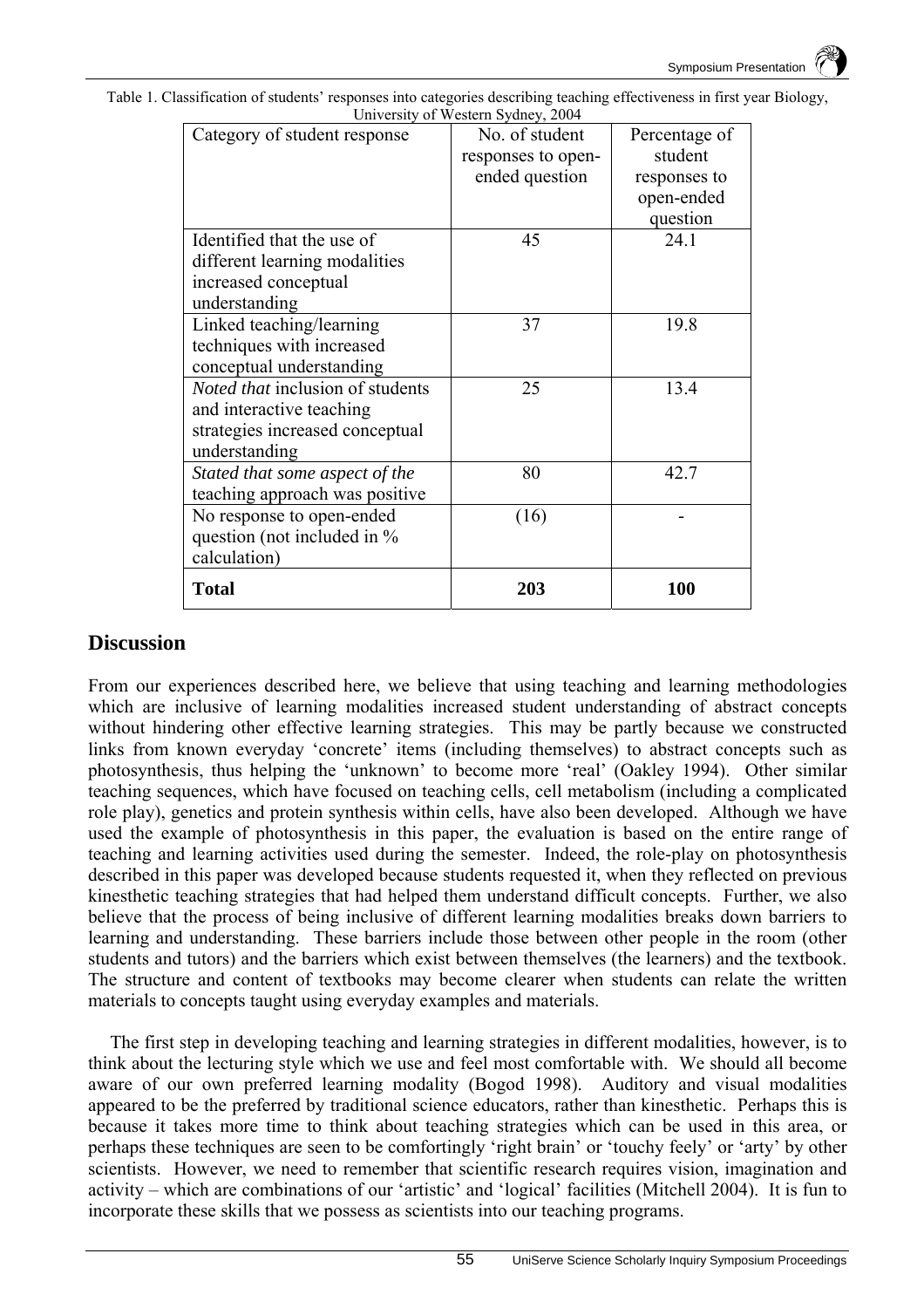Table 1. Classification of students' responses into categories describing teaching effectiveness in first year Biology, University of Western Sydney, 2004

| Category of student response | No. of student responses to open-ended question | Percentage of student responses to open-ended question |
|---|---|---|
| Identified that the use of different learning modalities increased conceptual understanding | 45 | 24.1 |
| Linked teaching/learning techniques with increased conceptual understanding | 37 | 19.8 |
| *Noted that* inclusion of students and interactive teaching strategies increased conceptual understanding | 25 | 13.4 |
| *Stated that some aspect of the* teaching approach was positive | 80 | 42.7 |
| No response to open-ended question (not included in % calculation) | (16) | - |
| **Total** | **203** | **100** |

## Discussion

From our experiences described here, we believe that using teaching and learning methodologies which are inclusive of learning modalities increased student understanding of abstract concepts without hindering other effective learning strategies. This may be partly because we constructed links from known everyday 'concrete' items (including themselves) to abstract concepts such as photosynthesis, thus helping the 'unknown' to become more 'real' (Oakley 1994). Other similar teaching sequences, which have focused on teaching cells, cell metabolism (including a complicated role play), genetics and protein synthesis within cells, have also been developed. Although we have used the example of photosynthesis in this paper, the evaluation is based on the entire range of teaching and learning activities used during the semester. Indeed, the role-play on photosynthesis described in this paper was developed because students requested it, when they reflected on previous kinesthetic teaching strategies that had helped them understand difficult concepts. Further, we also believe that the process of being inclusive of different learning modalities breaks down barriers to learning and understanding. These barriers include those between other people in the room (other students and tutors) and the barriers which exist between themselves (the learners) and the textbook. The structure and content of textbooks may become clearer when students can relate the written materials to concepts taught using everyday examples and materials.

The first step in developing teaching and learning strategies in different modalities, however, is to think about the lecturing style which we use and feel most comfortable with. We should all become aware of our own preferred learning modality (Bogod 1998). Auditory and visual modalities appeared to be the preferred by traditional science educators, rather than kinesthetic. Perhaps this is because it takes more time to think about teaching strategies which can be used in this area, or perhaps these techniques are seen to be comfortingly 'right brain' or 'touchy feely' or 'arty' by other scientists. However, we need to remember that scientific research requires vision, imagination and activity – which are combinations of our 'artistic' and 'logical' facilities (Mitchell 2004). It is fun to incorporate these skills that we possess as scientists into our teaching programs.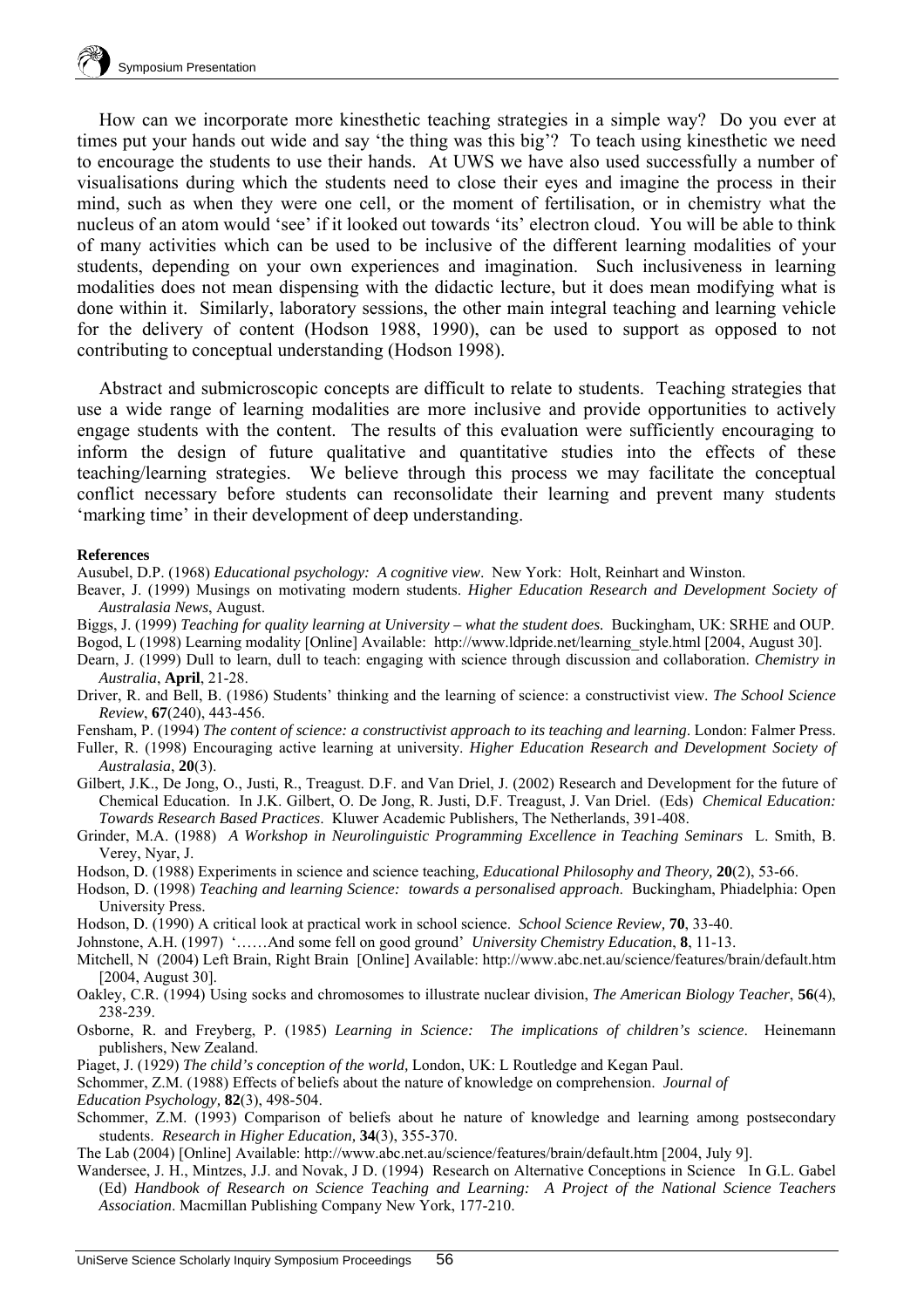How can we incorporate more kinesthetic teaching strategies in a simple way? Do you ever at times put your hands out wide and say 'the thing was this big'? To teach using kinesthetic we need to encourage the students to use their hands. At UWS we have also used successfully a number of visualisations during which the students need to close their eyes and imagine the process in their mind, such as when they were one cell, or the moment of fertilisation, or in chemistry what the nucleus of an atom would 'see' if it looked out towards 'its' electron cloud. You will be able to think of many activities which can be used to be inclusive of the different learning modalities of your students, depending on your own experiences and imagination. Such inclusiveness in learning modalities does not mean dispensing with the didactic lecture, but it does mean modifying what is done within it. Similarly, laboratory sessions, the other main integral teaching and learning vehicle for the delivery of content (Hodson 1988, 1990), can be used to support as opposed to not contributing to conceptual understanding (Hodson 1998).

Abstract and submicroscopic concepts are difficult to relate to students. Teaching strategies that use a wide range of learning modalities are more inclusive and provide opportunities to actively engage students with the content. The results of this evaluation were sufficiently encouraging to inform the design of future qualitative and quantitative studies into the effects of these teaching/learning strategies. We believe through this process we may facilitate the conceptual conflict necessary before students can reconsolidate their learning and prevent many students 'marking time' in their development of deep understanding.

**References**

Ausubel, D.P. (1968) *Educational psychology: A cognitive view*. New York: Holt, Reinhart and Winston.

Beaver, J. (1999) Musings on motivating modern students. *Higher Education Research and Development Society of Australasia News*, August.

Biggs, J. (1999) *Teaching for quality learning at University – what the student does.* Buckingham, UK: SRHE and OUP.

Bogod, L (1998) Learning modality [Online] Available: http://www.ldpride.net/learning_style.html [2004, August 30].

Dearn, J. (1999) Dull to learn, dull to teach: engaging with science through discussion and collaboration. *Chemistry in Australia*, **April**, 21-28.

Driver, R. and Bell, B. (1986) Students' thinking and the learning of science: a constructivist view. *The School Science Review*, **67**(240), 443-456.

Fensham, P. (1994) *The content of science: a constructivist approach to its teaching and learning*. London: Falmer Press.

Fuller, R. (1998) Encouraging active learning at university. *Higher Education Research and Development Society of Australasia*, **20**(3).

Gilbert, J.K., De Jong, O., Justi, R., Treagust. D.F. and Van Driel, J. (2002) Research and Development for the future of Chemical Education. In J.K. Gilbert, O. De Jong, R. Justi, D.F. Treagust, J. Van Driel. (Eds) *Chemical Education: Towards Research Based Practices*. Kluwer Academic Publishers, The Netherlands, 391-408.

Grinder, M.A. (1988) *A Workshop in Neurolinguistic Programming Excellence in Teaching Seminars* L. Smith, B. Verey, Nyar, J.

Hodson, D. (1988) Experiments in science and science teaching, *Educational Philosophy and Theory,* **20**(2), 53-66.

Hodson, D. (1998) *Teaching and learning Science: towards a personalised approach*. Buckingham, Phiadelphia: Open University Press.

Hodson, D. (1990) A critical look at practical work in school science. *School Science Review,* **70**, 33-40.

Johnstone, A.H. (1997) '……And some fell on good ground' *University Chemistry Education*, **8**, 11-13.

Mitchell, N (2004) Left Brain, Right Brain [Online] Available: http://www.abc.net.au/science/features/brain/default.htm [2004, August 30].

Oakley, C.R. (1994) Using socks and chromosomes to illustrate nuclear division, *The American Biology Teacher*, **56**(4), 238-239.

Osborne, R. and Freyberg, P. (1985) *Learning in Science: The implications of children's science*. Heinemann publishers, New Zealand.

Piaget, J. (1929) *The child's conception of the world,* London, UK: L Routledge and Kegan Paul.

Schommer, Z.M. (1988) Effects of beliefs about the nature of knowledge on comprehension. *Journal of Education Psychology,* **82**(3), 498-504.

Schommer, Z.M. (1993) Comparison of beliefs about he nature of knowledge and learning among postsecondary students. *Research in Higher Education,* **34**(3), 355-370.

The Lab (2004) [Online] Available: http://www.abc.net.au/science/features/brain/default.htm [2004, July 9].

Wandersee, J. H., Mintzes, J.J. and Novak, J D. (1994) Research on Alternative Conceptions in Science In G.L. Gabel (Ed) *Handbook of Research on Science Teaching and Learning: A Project of the National Science Teachers Association*. Macmillan Publishing Company New York, 177-210.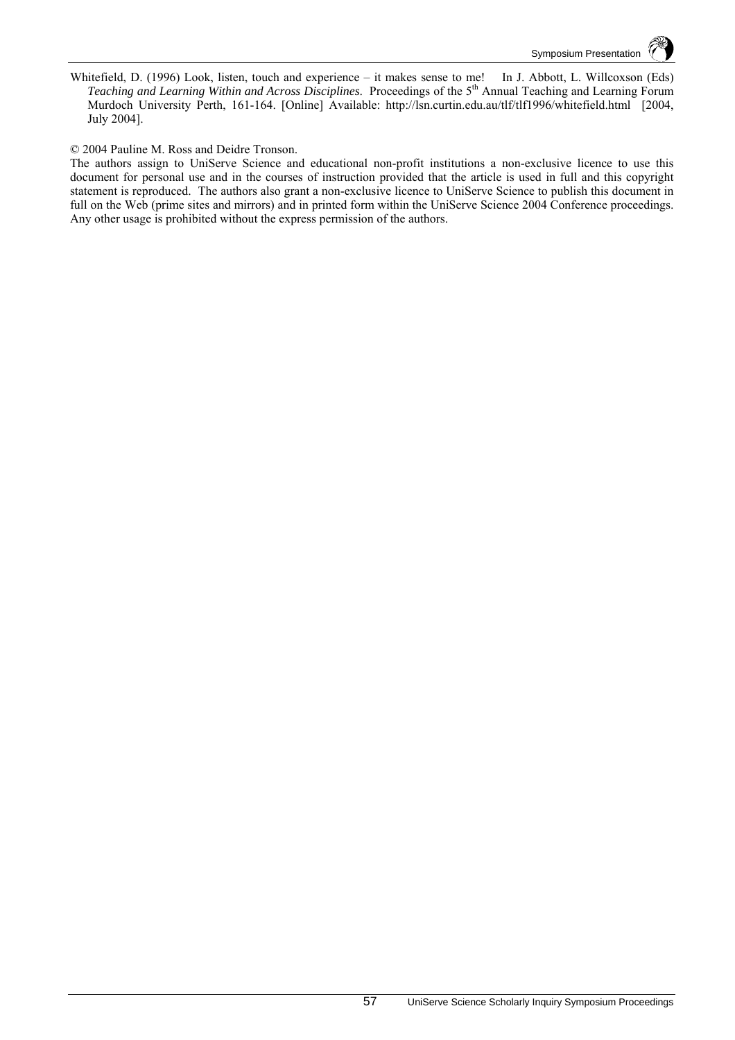Whitefield, D. (1996) Look, listen, touch and experience – it makes sense to me! In J. Abbott, L. Willcoxson (Eds) *Teaching and Learning Within and Across Disciplines*. Proceedings of the 5th Annual Teaching and Learning Forum Murdoch University Perth, 161-164. [Online] Available: http://lsn.curtin.edu.au/tlf/tlf1996/whitefield.html [2004, July 2004].

© 2004 Pauline M. Ross and Deidre Tronson.

The authors assign to UniServe Science and educational non-profit institutions a non-exclusive licence to use this document for personal use and in the courses of instruction provided that the article is used in full and this copyright statement is reproduced. The authors also grant a non-exclusive licence to UniServe Science to publish this document in full on the Web (prime sites and mirrors) and in printed form within the UniServe Science 2004 Conference proceedings. Any other usage is prohibited without the express permission of the authors.